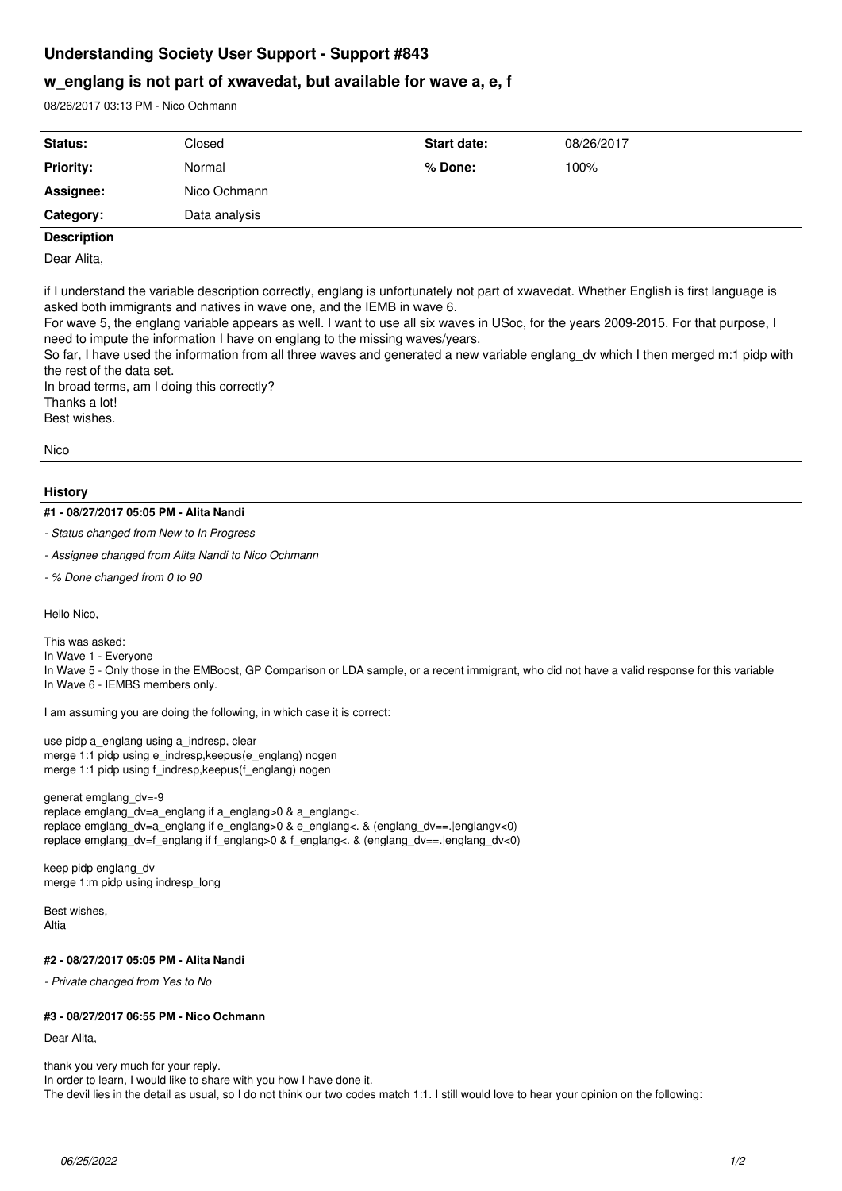# Understanding Society User Support - Support #843

## w_englang is not part of xwavedat, but available for wave a, e, f

08/26/2017 03:13 PM - Nico Ochmann

| Status: | Closed | Start date: | 08/26/2017 |
| --- | --- | --- | --- |
| Priority: | Normal | % Done: | 100% |
| Assignee: | Nico Ochmann | | |
| Category: | Data analysis | | |

**Description**

Dear Alita,

if I understand the variable description correctly, englang is unfortunately not part of xwavedat. Whether English is first language is asked both immigrants and natives in wave one, and the IEMB in wave 6.
For wave 5, the englang variable appears as well. I want to use all six waves in USoc, for the years 2009-2015. For that purpose, I need to impute the information I have on englang to the missing waves/years.
So far, I have used the information from all three waves and generated a new variable englang_dv which I then merged m:1 pidp with the rest of the data set.
In broad terms, am I doing this correctly?
Thanks a lot!
Best wishes.

Nico

### History

#### #1 - 08/27/2017 05:05 PM - Alita Nandi

- *Status changed from New to In Progress*
- *Assignee changed from Alita Nandi to Nico Ochmann*
- *% Done changed from 0 to 90*

Hello Nico,

This was asked:
In Wave 1 - Everyone
In Wave 5 - Only those in the EMBoost, GP Comparison or LDA sample, or a recent immigrant, who did not have a valid response for this variable
In Wave 6 - IEMBS members only.

I am assuming you are doing the following, in which case it is correct:

```
use pidp a_englang using a_indresp, clear
merge 1:1 pidp using e_indresp,keepus(e_englang) nogen
merge 1:1 pidp using f_indresp,keepus(f_englang) nogen

generat emglang_dv=-9
replace emglang_dv=a_englang if a_englang>0 & a_englang<.
replace emglang_dv=a_englang if e_englang>0 & e_englang<. & (englang_dv==.|englangv<0)
replace emglang_dv=f_englang if f_englang>0 & f_englang<. & (englang_dv==.|englang_dv<0)

keep pidp englang_dv
merge 1:m pidp using indresp_long
```

Best wishes,
Altia

#### #2 - 08/27/2017 05:05 PM - Alita Nandi

- *Private changed from Yes to No*

#### #3 - 08/27/2017 06:55 PM - Nico Ochmann

Dear Alita,

thank you very much for your reply.
In order to learn, I would like to share with you how I have done it.
The devil lies in the detail as usual, so I do not think our two codes match 1:1. I still would love to hear your opinion on the following: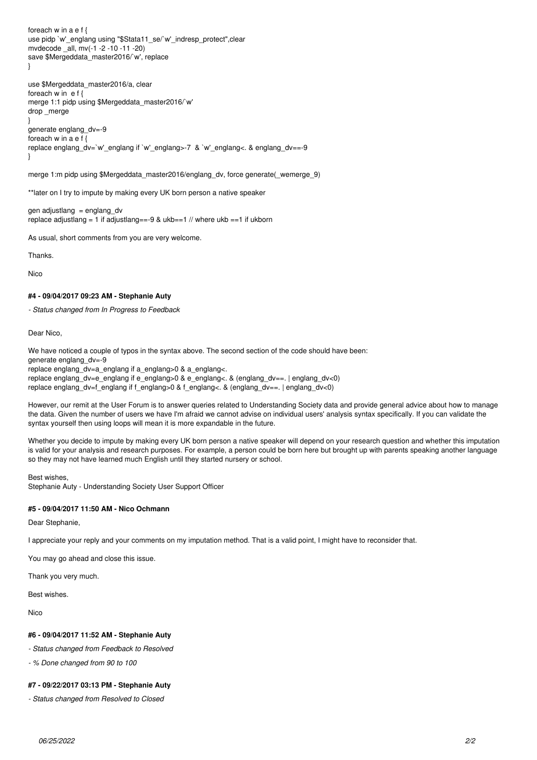```
foreach w in a e f {
use pidp `w'_englang using "$Stata11_se/`w'_indresp_protect",clear
mvdecode _all, mv(-1 -2 -10 -11 -20)
save $Mergeddata_master2016/`w', replace
}

use $Mergeddata_master2016/a, clear
foreach w in  e f {
merge 1:1 pidp using $Mergeddata_master2016/`w'
drop _merge
}
generate englang_dv=-9
foreach w in a e f {
replace englang_dv=`w'_englang if `w'_englang>-7  & `w'_englang<. & englang_dv==-9
}

merge 1:m pidp using $Mergeddata_master2016/englang_dv, force generate(_wemerge_9)
```

**later on I try to impute by making every UK born person a native speaker

```
gen adjustlang  = englang_dv
replace adjustlang = 1 if adjustlang==-9 & ukb==1 // where ukb ==1 if ukborn
```

As usual, short comments from you are very welcome.

Thanks.

Nico

#### #4 - 09/04/2017 09:23 AM - Stephanie Auty

*- Status changed from In Progress to Feedback*

Dear Nico,

We have noticed a couple of typos in the syntax above. The second section of the code should have been:

```
generate englang_dv=-9
replace englang_dv=a_englang if a_englang>0 & a_englang<.
replace englang_dv=e_englang if e_englang>0 & e_englang<. & (englang_dv==. | englang_dv<0)
replace englang_dv=f_englang if f_englang>0 & f_englang<. & (englang_dv==. | englang_dv<0)
```

However, our remit at the User Forum is to answer queries related to Understanding Society data and provide general advice about how to manage the data. Given the number of users we have I'm afraid we cannot advise on individual users' analysis syntax specifically. If you can validate the syntax yourself then using loops will mean it is more expandable in the future.

Whether you decide to impute by making every UK born person a native speaker will depend on your research question and whether this imputation is valid for your analysis and research purposes. For example, a person could be born here but brought up with parents speaking another language so they may not have learned much English until they started nursery or school.

Best wishes,
Stephanie Auty - Understanding Society User Support Officer

#### #5 - 09/04/2017 11:50 AM - Nico Ochmann

Dear Stephanie,

I appreciate your reply and your comments on my imputation method. That is a valid point, I might have to reconsider that.

You may go ahead and close this issue.

Thank you very much.

Best wishes.

Nico

#### #6 - 09/04/2017 11:52 AM - Stephanie Auty

*- Status changed from Feedback to Resolved*

*- % Done changed from 90 to 100*

#### #7 - 09/22/2017 03:13 PM - Stephanie Auty

*- Status changed from Resolved to Closed*